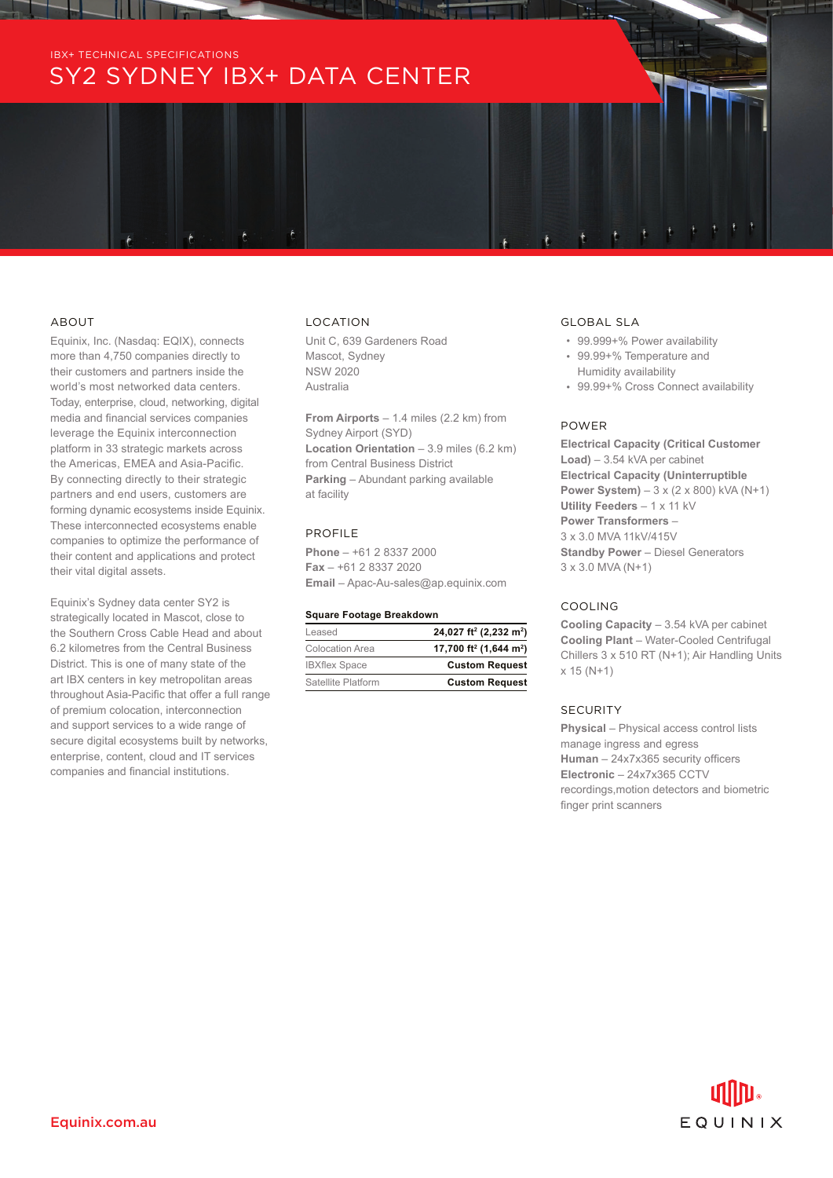IBX+ TECHNICAL SPECIFICATIONS

# SY2 SYDNEY IBX+ DATA CENTER

## ABOUT

Equinix, Inc. (Nasdaq: EQIX), connects more than 4,750 companies directly to their customers and partners inside the world's most networked data centers. Today, enterprise, cloud, networking, digital media and financial services companies leverage the Equinix interconnection platform in 33 strategic markets across the Americas, EMEA and Asia-Pacific. By connecting directly to their strategic partners and end users, customers are forming dynamic ecosystems inside Equinix. These interconnected ecosystems enable companies to optimize the performance of their content and applications and protect their vital digital assets.

Equinix's Sydney data center SY2 is strategically located in Mascot, close to the Southern Cross Cable Head and about 6.2 kilometres from the Central Business District. This is one of many state of the art IBX centers in key metropolitan areas throughout Asia-Pacific that offer a full range of premium colocation, interconnection and support services to a wide range of secure digital ecosystems built by networks, enterprise, content, cloud and IT services companies and financial institutions.

## LOCATION

Unit C, 639 Gardeners Road
Mascot, Sydney
NSW 2020
Australia

**From Airports** – 1.4 miles (2.2 km) from Sydney Airport (SYD)
**Location Orientation** – 3.9 miles (6.2 km) from Central Business District
**Parking** – Abundant parking available at facility

## PROFILE

**Phone** – +61 2 8337 2000
**Fax** – +61 2 8337 2020
**Email** – Apac-Au-sales@ap.equinix.com

**Square Footage Breakdown**

| | |
|---|---|
| Leased | **24,027 ft² (2,232 m²)** |
| Colocation Area | **17,700 ft² (1,644 m²)** |
| IBXflex Space | **Custom Request** |
| Satellite Platform | **Custom Request** |

## GLOBAL SLA

- 99.999+% Power availability
- 99.99+% Temperature and Humidity availability
- 99.99+% Cross Connect availability

## POWER

**Electrical Capacity (Critical Customer Load)** – 3.54 kVA per cabinet
**Electrical Capacity (Uninterruptible Power System)** – 3 x (2 x 800) kVA (N+1)
**Utility Feeders** – 1 x 11 kV
**Power Transformers** – 3 x 3.0 MVA 11kV/415V
**Standby Power** – Diesel Generators 3 x 3.0 MVA (N+1)

## COOLING

**Cooling Capacity** – 3.54 kVA per cabinet
**Cooling Plant** – Water-Cooled Centrifugal Chillers 3 x 510 RT (N+1); Air Handling Units x 15 (N+1)

## SECURITY

**Physical** – Physical access control lists manage ingress and egress
**Human** – 24x7x365 security officers
**Electronic** – 24x7x365 CCTV recordings,motion detectors and biometric finger print scanners

Equinix.com.au

EQUINIX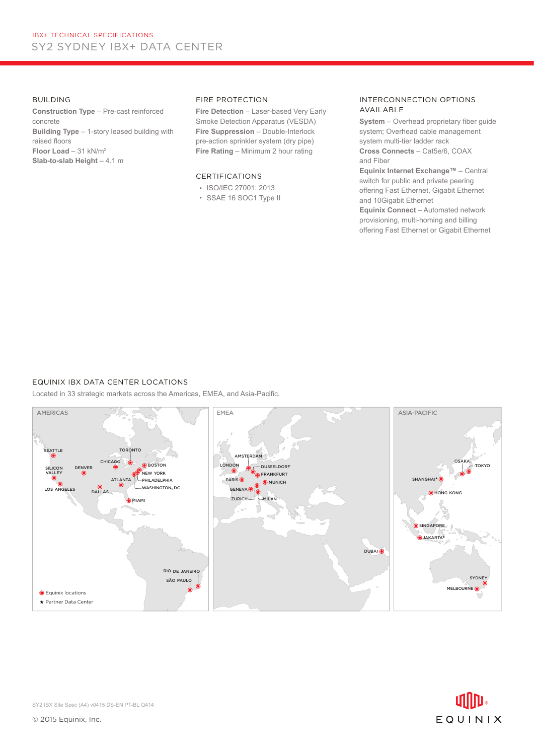IBX+ TECHNICAL SPECIFICATIONS

# SY2 SYDNEY IBX+ DATA CENTER

## BUILDING

**Construction Type** – Pre-cast reinforced concrete

**Building Type** – 1-story leased building with raised floors

**Floor Load** – 31 kN/m$^2$

**Slab-to-slab Height** – 4.1 m

## FIRE PROTECTION

**Fire Detection** – Laser-based Very Early Smoke Detection Apparatus (VESDA)

**Fire Suppression** – Double-Interlock pre-action sprinkler system (dry pipe)

**Fire Rating** – Minimum 2 hour rating

## CERTIFICATIONS

- ISO/IEC 27001: 2013
- SSAE 16 SOC1 Type II

## INTERCONNECTION OPTIONS AVAILABLE

**System** – Overhead proprietary fiber guide system; Overhead cable management system multi-tier ladder rack

**Cross Connects** – Cat5e/6, COAX and Fiber

**Equinix Internet Exchange™** – Central switch for public and private peering offering Fast Ethernet, Gigabit Ethernet and 10Gigabit Ethernet

**Equinix Connect** – Automated network provisioning, multi-homing and billing offering Fast Ethernet or Gigabit Ethernet

## EQUINIX IBX DATA CENTER LOCATIONS

Located in 33 strategic markets across the Americas, EMEA, and Asia-Pacific.

AMERICAS

SEATTLE
SILICON VALLEY
LOS ANGELES
DENVER
DALLAS
CHICAGO
TORONTO
BOSTON
NEW YORK
PHILADELPHIA
WASHINGTON, DC
ATLANTA
MIAMI
RIO DE JANEIRO
SÃO PAULO

EMEA

AMSTERDAM
LONDON
DUSSELDORF
FRANKFURT
PARIS
MUNICH
GENEVA
ZURICH
MILAN
DUBAI

ASIA-PACIFIC

OSAKA
TOKYO
SHANGHAI*
HONG KONG
SINGAPORE
JAKARTA*
SYDNEY
MELBOURNE

Equinix locations

★ Partner Data Center

SY2 IBX Site Spec (A4) v0415 DS-EN PT-BL Q414

© 2015 Equinix, Inc.

EQUINIX